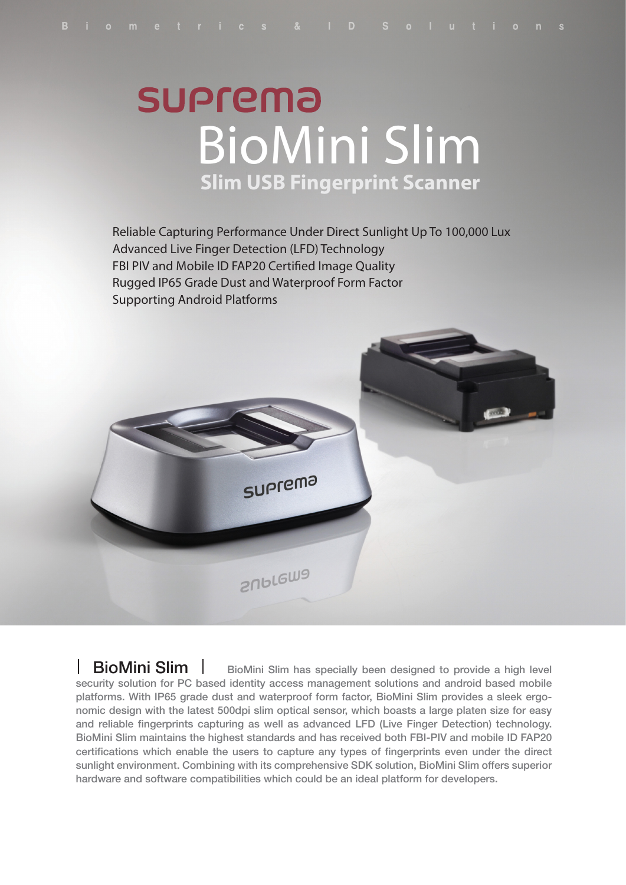Biometrics & ID Solutions

# suprema BioMini Slim

## Slim USB Fingerprint Scanner

Reliable Capturing Performance Under Direct Sunlight Up To 100,000 Lux
Advanced Live Finger Detection (LFD) Technology
FBI PIV and Mobile ID FAP20 Certified Image Quality
Rugged IP65 Grade Dust and Waterproof Form Factor
Supporting Android Platforms

**| BioMini Slim |** BioMini Slim has specially been designed to provide a high level security solution for PC based identity access management solutions and android based mobile platforms. With IP65 grade dust and waterproof form factor, BioMini Slim provides a sleek ergonomic design with the latest 500dpi slim optical sensor, which boasts a large platen size for easy and reliable fingerprints capturing as well as advanced LFD (Live Finger Detection) technology. BioMini Slim maintains the highest standards and has received both FBI-PIV and mobile ID FAP20 certifications which enable the users to capture any types of fingerprints even under the direct sunlight environment. Combining with its comprehensive SDK solution, BioMini Slim offers superior hardware and software compatibilities which could be an ideal platform for developers.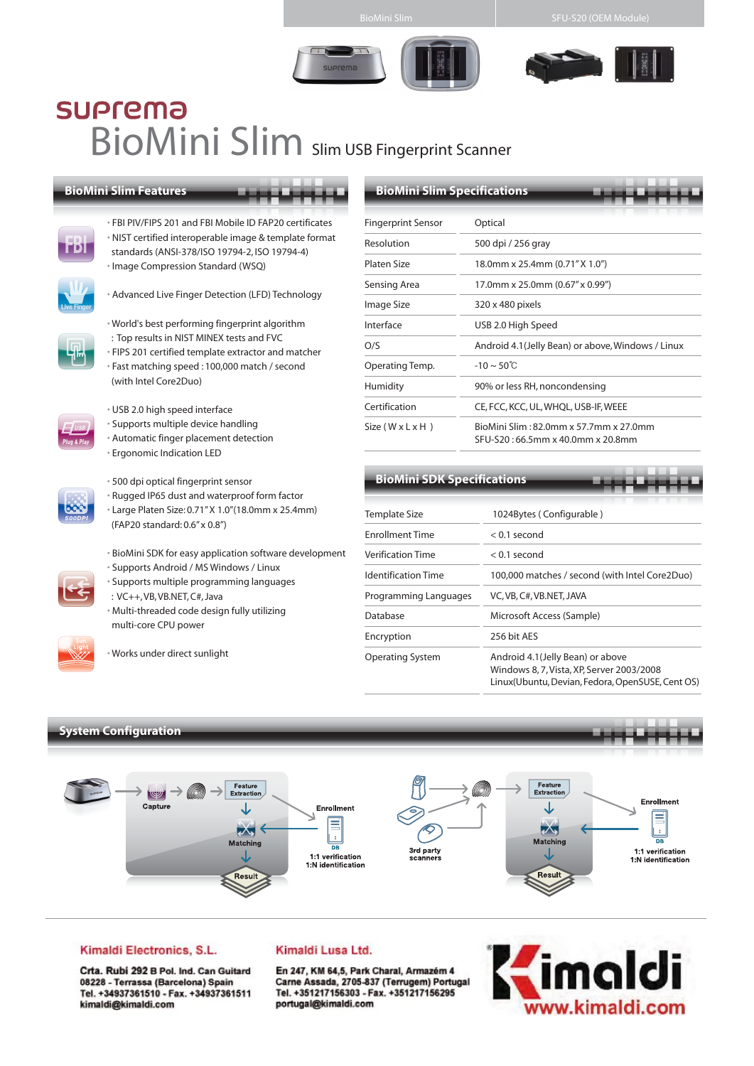BioMini Slim | SFU-S20 (OEM Module)

suprema

# BioMini Slim Slim USB Fingerprint Scanner

## BioMini Slim Features

- FBI PIV/FIPS 201 and FBI Mobile ID FAP20 certificates
- NIST certified interoperable image & template format standards (ANSI-378/ISO 19794-2, ISO 19794-4)
- Image Compression Standard (WSQ)

- Advanced Live Finger Detection (LFD) Technology

- World's best performing fingerprint algorithm : Top results in NIST MINEX tests and FVC
- FIPS 201 certified template extractor and matcher
- Fast matching speed : 100,000 match / second (with Intel Core2Duo)

- USB 2.0 high speed interface
- Supports multiple device handling
- Automatic finger placement detection
- Ergonomic Indication LED

- 500 dpi optical fingerprint sensor
- Rugged IP65 dust and waterproof form factor
- Large Platen Size: 0.71" X 1.0"(18.0mm x 25.4mm) (FAP20 standard: 0.6" x 0.8")

- BioMini SDK for easy application software development
- Supports Android / MS Windows / Linux
- Supports multiple programming languages : VC++, VB, VB.NET, C#, Java
- Multi-threaded code design fully utilizing multi-core CPU power

- Works under direct sunlight

## BioMini Slim Specifications

| | |
|---|---|
| Fingerprint Sensor | Optical |
| Resolution | 500 dpi / 256 gray |
| Platen Size | 18.0mm x 25.4mm (0.71" X 1.0") |
| Sensing Area | 17.0mm x 25.0mm (0.67" x 0.99") |
| Image Size | 320 x 480 pixels |
| Interface | USB 2.0 High Speed |
| O/S | Android 4.1(Jelly Bean) or above, Windows / Linux |
| Operating Temp. | -10 ~ 50℃ |
| Humidity | 90% or less RH, noncondensing |
| Certification | CE, FCC, KCC, UL, WHQL, USB-IF, WEEE |
| Size ( W x L x H ) | BioMini Slim : 82.0mm x 57.7mm x 27.0mm<br>SFU-S20 : 66.5mm x 40.0mm x 20.8mm |

## BioMini SDK Specifications

| | |
|---|---|
| Template Size | 1024Bytes ( Configurable ) |
| Enrollment Time | < 0.1 second |
| Verification Time | < 0.1 second |
| Identification Time | 100,000 matches / second (with Intel Core2Duo) |
| Programming Languages | VC, VB, C#, VB.NET, JAVA |
| Database | Microsoft Access (Sample) |
| Encryption | 256 bit AES |
| Operating System | Android 4.1(Jelly Bean) or above<br>Windows 8, 7, Vista, XP, Server 2003/2008<br>Linux(Ubuntu, Devian, Fedora, OpenSUSE, Cent OS) |

## System Configuration

Capture
Feature Extraction
Matching
Result
Enrollment
DB
1:1 verification
1:N identification

3rd party scanners
Feature Extraction
Matching
Result
Enrollment
DB
1:1 verification
1:N identification

---

**Kimaldi Electronics, S.L.**

Crta. Rubí 292 B Pol. Ind. Can Guitard
08228 - Terrassa (Barcelona) Spain
Tel. +34937361510 - Fax. +34937361511
kimaldi@kimaldi.com

**Kimaldi Lusa Ltd.**

En 247, KM 64,5, Park Charal, Armazém 4
Carne Assada, 2705-837 (Terrugem) Portugal
Tel. +351217156303 - Fax. +351217156295
portugal@kimaldi.com

Kimaldi
www.kimaldi.com